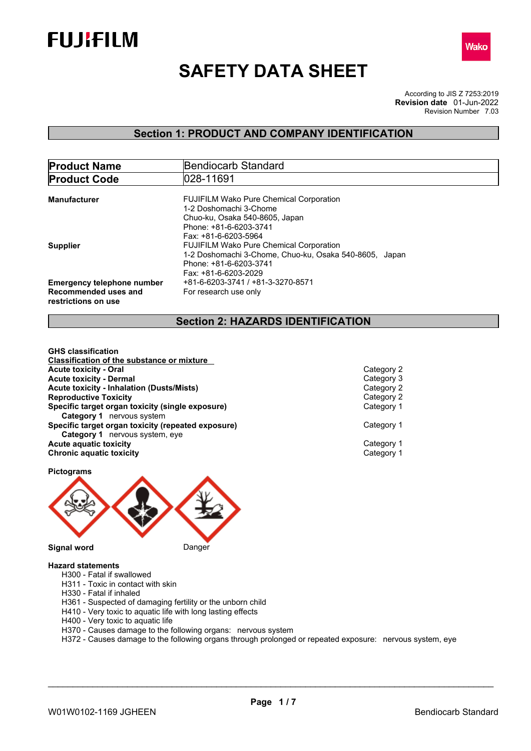FUJIFILM

Wako

# SAFETY DATA SHEET

According to JIS Z 7253:2019
**Revision date** 01-Jun-2022
Revision Number 7.03

## Section 1: PRODUCT AND COMPANY IDENTIFICATION

| **Product Name** | Bendiocarb Standard |
|---|---|
| **Product Code** | 028-11691 |

**Manufacturer**
FUJIFILM Wako Pure Chemical Corporation
1-2 Doshomachi 3-Chome
Chuo-ku, Osaka 540-8605, Japan
Phone: +81-6-6203-3741
Fax: +81-6-6203-5964

**Supplier**
FUJIFILM Wako Pure Chemical Corporation
1-2 Doshomachi 3-Chome, Chuo-ku, Osaka 540-8605, Japan
Phone: +81-6-6203-3741
Fax: +81-6-6203-2029

**Emergency telephone number** +81-6-6203-3741 / +81-3-3270-8571

**Recommended uses and restrictions on use** For research use only

## Section 2: HAZARDS IDENTIFICATION

**GHS classification**

**Classification of the substance or mixture**

| | |
|---|---|
| **Acute toxicity - Oral** | Category 2 |
| **Acute toxicity - Dermal** | Category 3 |
| **Acute toxicity - Inhalation (Dusts/Mists)** | Category 2 |
| **Reproductive Toxicity** | Category 2 |
| **Specific target organ toxicity (single exposure)** | Category 1 |
| **Category 1** nervous system | |
| **Specific target organ toxicity (repeated exposure)** | Category 1 |
| **Category 1** nervous system, eye | |
| **Acute aquatic toxicity** | Category 1 |
| **Chronic aquatic toxicity** | Category 1 |

**Pictograms**

**Signal word** Danger

**Hazard statements**

- H300 - Fatal if swallowed
- H311 - Toxic in contact with skin
- H330 - Fatal if inhaled
- H361 - Suspected of damaging fertility or the unborn child
- H410 - Very toxic to aquatic life with long lasting effects
- H400 - Very toxic to aquatic life
- H370 - Causes damage to the following organs: nervous system
- H372 - Causes damage to the following organs through prolonged or repeated exposure: nervous system, eye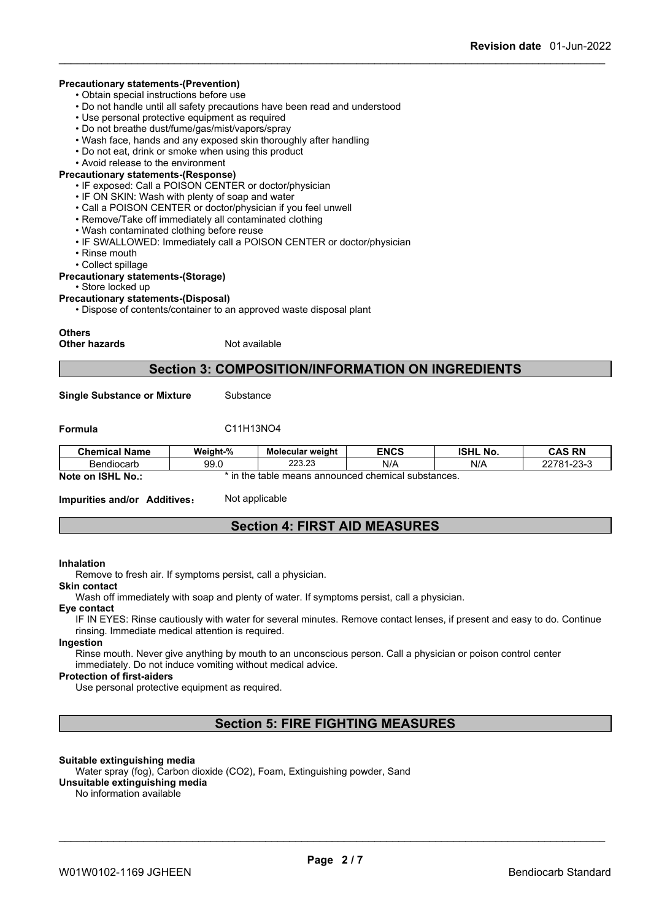**Precautionary statements-(Prevention)**

- Obtain special instructions before use
- Do not handle until all safety precautions have been read and understood
- Use personal protective equipment as required
- Do not breathe dust/fume/gas/mist/vapors/spray
- Wash face, hands and any exposed skin thoroughly after handling
- Do not eat, drink or smoke when using this product
- Avoid release to the environment

**Precautionary statements-(Response)**

- IF exposed: Call a POISON CENTER or doctor/physician
- IF ON SKIN: Wash with plenty of soap and water
- Call a POISON CENTER or doctor/physician if you feel unwell
- Remove/Take off immediately all contaminated clothing
- Wash contaminated clothing before reuse
- IF SWALLOWED: Immediately call a POISON CENTER or doctor/physician
- Rinse mouth
- Collect spillage

**Precautionary statements-(Storage)**

- Store locked up

**Precautionary statements-(Disposal)**

- Dispose of contents/container to an approved waste disposal plant

**Others**

**Other hazards** Not available

## Section 3: COMPOSITION/INFORMATION ON INGREDIENTS

**Single Substance or Mixture** Substance

**Formula** C11H13NO4

| Chemical Name | Weight-% | Molecular weight | ENCS | ISHL No. | CAS RN |
|---|---|---|---|---|---|
| Bendiocarb | 99.0 | 223.23 | N/A | N/A | 22781-23-3 |

**Note on ISHL No.:** * in the table means announced chemical substances.

**Impurities and/or Additives:** Not applicable

## Section 4: FIRST AID MEASURES

**Inhalation**

Remove to fresh air. If symptoms persist, call a physician.

**Skin contact**

Wash off immediately with soap and plenty of water. If symptoms persist, call a physician.

**Eye contact**

IF IN EYES: Rinse cautiously with water for several minutes. Remove contact lenses, if present and easy to do. Continue rinsing. Immediate medical attention is required.

**Ingestion**

Rinse mouth. Never give anything by mouth to an unconscious person. Call a physician or poison control center immediately. Do not induce vomiting without medical advice.

**Protection of first-aiders**

Use personal protective equipment as required.

## Section 5: FIRE FIGHTING MEASURES

**Suitable extinguishing media**

Water spray (fog), Carbon dioxide (CO2), Foam, Extinguishing powder, Sand

**Unsuitable extinguishing media**

No information available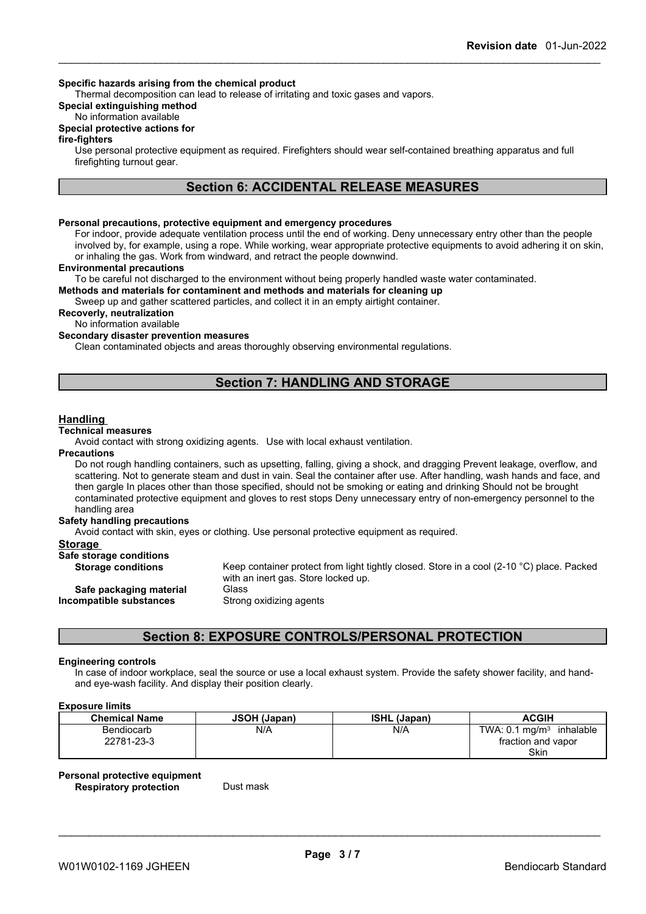**Specific hazards arising from the chemical product**

Thermal decomposition can lead to release of irritating and toxic gases and vapors.

**Special extinguishing method**

No information available

**Special protective actions for fire-fighters**

Use personal protective equipment as required. Firefighters should wear self-contained breathing apparatus and full firefighting turnout gear.

## Section 6: ACCIDENTAL RELEASE MEASURES

**Personal precautions, protective equipment and emergency procedures**

For indoor, provide adequate ventilation process until the end of working. Deny unnecessary entry other than the people involved by, for example, using a rope. While working, wear appropriate protective equipments to avoid adhering it on skin, or inhaling the gas. Work from windward, and retract the people downwind.

**Environmental precautions**

To be careful not discharged to the environment without being properly handled waste water contaminated.

**Methods and materials for contaminent and methods and materials for cleaning up**

Sweep up and gather scattered particles, and collect it in an empty airtight container.

**Recoverly, neutralization**

No information available

**Secondary disaster prevention measures**

Clean contaminated objects and areas thoroughly observing environmental regulations.

## Section 7: HANDLING AND STORAGE

### Handling

**Technical measures**

Avoid contact with strong oxidizing agents. Use with local exhaust ventilation.

**Precautions**

Do not rough handling containers, such as upsetting, falling, giving a shock, and dragging Prevent leakage, overflow, and scattering. Not to generate steam and dust in vain. Seal the container after use. After handling, wash hands and face, and then gargle In places other than those specified, should not be smoking or eating and drinking Should not be brought contaminated protective equipment and gloves to rest stops Deny unnecessary entry of non-emergency personnel to the handling area

**Safety handling precautions**

Avoid contact with skin, eyes or clothing. Use personal protective equipment as required.

### Storage

**Safe storage conditions**

**Storage conditions** Keep container protect from light tightly closed. Store in a cool (2-10 °C) place. Packed with an inert gas. Store locked up.

**Safe packaging material** Glass

**Incompatible substances** Strong oxidizing agents

## Section 8: EXPOSURE CONTROLS/PERSONAL PROTECTION

**Engineering controls**

In case of indoor workplace, seal the source or use a local exhaust system. Provide the safety shower facility, and hand- and eye-wash facility. And display their position clearly.

**Exposure limits**

| Chemical Name | JSOH (Japan) | ISHL (Japan) | ACGIH |
|---|---|---|---|
| Bendiocarb<br>22781-23-3 | N/A | N/A | TWA: 0.1 $mg/m^3$ inhalable fraction and vapor<br>Skin |

**Personal protective equipment**

**Respiratory protection** Dust mask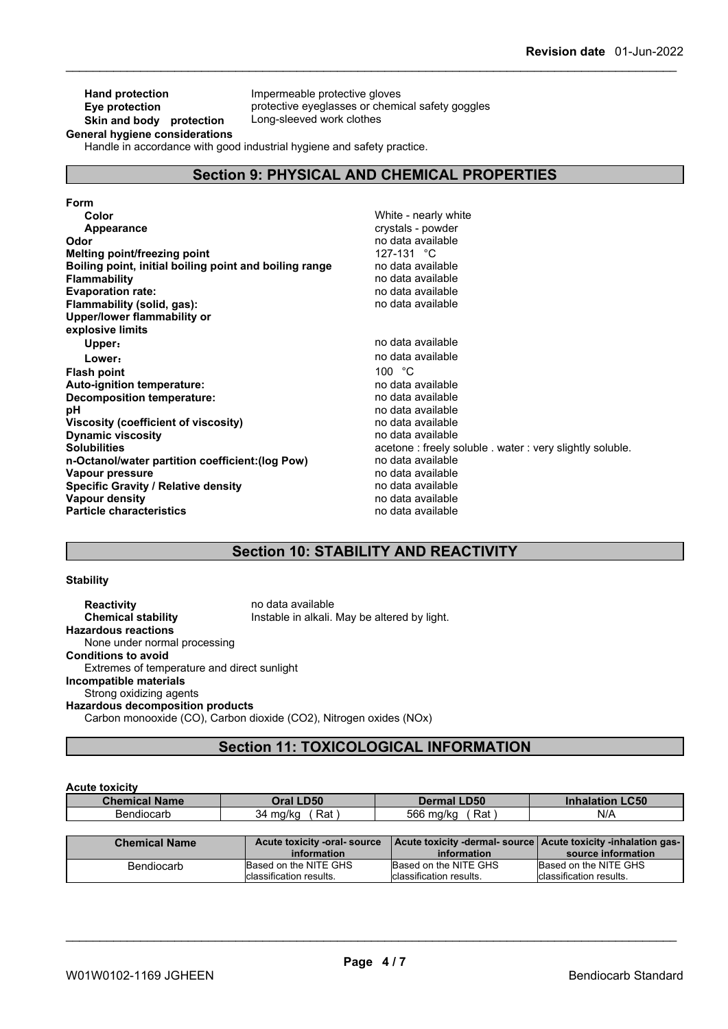**Hand protection** Impermeable protective gloves
**Eye protection** protective eyeglasses or chemical safety goggles
**Skin and body protection** Long-sleeved work clothes

**General hygiene considerations**

Handle in accordance with good industrial hygiene and safety practice.

## Section 9: PHYSICAL AND CHEMICAL PROPERTIES

**Form**

| | |
|---|---|
| **Color** | White - nearly white |
| **Appearance** | crystals - powder |
| **Odor** | no data available |
| **Melting point/freezing point** | 127-131 °C |
| **Boiling point, initial boiling point and boiling range** | no data available |
| **Flammability** | no data available |
| **Evaporation rate:** | no data available |
| **Flammability (solid, gas):** | no data available |
| **Upper/lower flammability or explosive limits** | |
| **Upper:** | no data available |
| **Lower:** | no data available |
| **Flash point** | 100 °C |
| **Auto-ignition temperature:** | no data available |
| **Decomposition temperature:** | no data available |
| **pH** | no data available |
| **Viscosity (coefficient of viscosity)** | no data available |
| **Dynamic viscosity** | no data available |
| **Solubilities** | acetone : freely soluble . water : very slightly soluble. |
| **n-Octanol/water partition coefficient:(log Pow)** | no data available |
| **Vapour pressure** | no data available |
| **Specific Gravity / Relative density** | no data available |
| **Vapour density** | no data available |
| **Particle characteristics** | no data available |

## Section 10: STABILITY AND REACTIVITY

**Stability**

**Reactivity** no data available
**Chemical stability** Instable in alkali. May be altered by light.

**Hazardous reactions**

None under normal processing

**Conditions to avoid**

Extremes of temperature and direct sunlight

**Incompatible materials**

Strong oxidizing agents

**Hazardous decomposition products**

Carbon monooxide (CO), Carbon dioxide ($CO_2$), Nitrogen oxides (NOx)

## Section 11: TOXICOLOGICAL INFORMATION

**Acute toxicity**

| Chemical Name | Oral LD50 | Dermal LD50 | Inhalation LC50 |
|---|---|---|---|
| Bendiocarb | 34 mg/kg ( Rat ) | 566 mg/kg ( Rat ) | N/A |

| Chemical Name | Acute toxicity -oral- source information | Acute toxicity -dermal- source information | Acute toxicity -inhalation gas- source information |
|---|---|---|---|
| Bendiocarb | Based on the NITE GHS classification results. | Based on the NITE GHS classification results. | Based on the NITE GHS classification results. |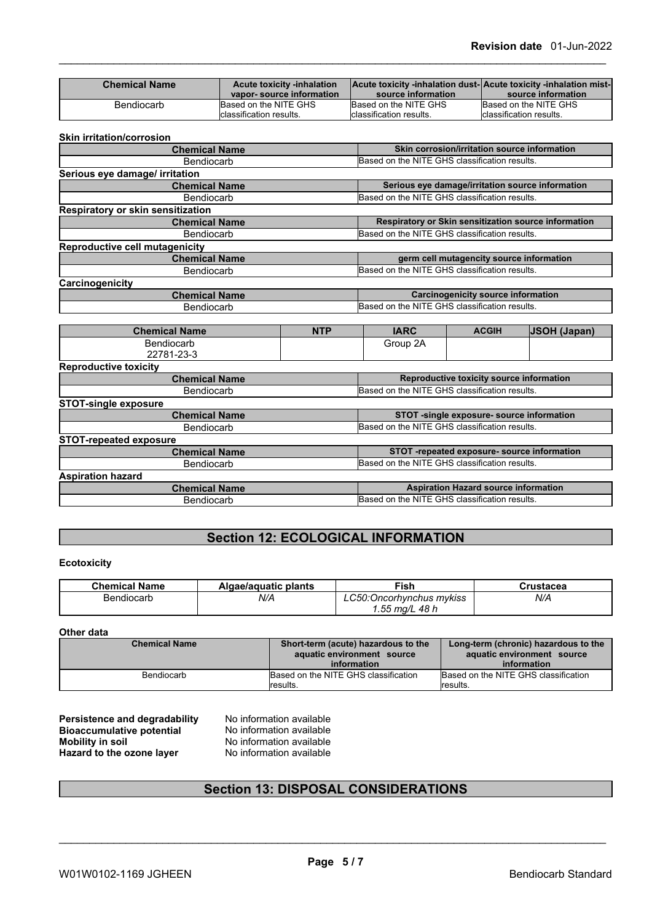| Chemical Name | Acute toxicity -inhalation vapor- source information | Acute toxicity -inhalation dust- source information | Acute toxicity -inhalation mist- source information |
|---|---|---|---|
| Bendiocarb | Based on the NITE GHS classification results. | Based on the NITE GHS classification results. | Based on the NITE GHS classification results. |

**Skin irritation/corrosion**

| Chemical Name | Skin corrosion/irritation source information |
|---|---|
| Bendiocarb | Based on the NITE GHS classification results. |

**Serious eye damage/ irritation**

| Chemical Name | Serious eye damage/irritation source information |
|---|---|
| Bendiocarb | Based on the NITE GHS classification results. |

**Respiratory or skin sensitization**

| Chemical Name | Respiratory or Skin sensitization source information |
|---|---|
| Bendiocarb | Based on the NITE GHS classification results. |

**Reproductive cell mutagenicity**

| Chemical Name | germ cell mutagencity source information |
|---|---|
| Bendiocarb | Based on the NITE GHS classification results. |

**Carcinogenicity**

| Chemical Name | Carcinogenicity source information |
|---|---|
| Bendiocarb | Based on the NITE GHS classification results. |

| Chemical Name | NTP | IARC | ACGIH | JSOH (Japan) |
|---|---|---|---|---|
| Bendiocarb 22781-23-3 | | Group 2A | | |

**Reproductive toxicity**

| Chemical Name | Reproductive toxicity source information |
|---|---|
| Bendiocarb | Based on the NITE GHS classification results. |

**STOT-single exposure**

| Chemical Name | STOT -single exposure- source information |
|---|---|
| Bendiocarb | Based on the NITE GHS classification results. |

**STOT-repeated exposure**

| Chemical Name | STOT -repeated exposure- source information |
|---|---|
| Bendiocarb | Based on the NITE GHS classification results. |

**Aspiration hazard**

| Chemical Name | Aspiration Hazard source information |
|---|---|
| Bendiocarb | Based on the NITE GHS classification results. |

## Section 12: ECOLOGICAL INFORMATION

**Ecotoxicity**

| Chemical Name | Algae/aquatic plants | Fish | Crustacea |
|---|---|---|---|
| Bendiocarb | *N/A* | *LC50:Oncorhynchus mykiss 1.55 mg/L 48 h* | *N/A* |

**Other data**

| Chemical Name | Short-term (acute) hazardous to the aquatic environment source information | Long-term (chronic) hazardous to the aquatic environment source information |
|---|---|---|
| Bendiocarb | Based on the NITE GHS classification results. | Based on the NITE GHS classification results. |

**Persistence and degradability** No information available
**Bioaccumulative potential** No information available
**Mobility in soil** No information available
**Hazard to the ozone layer** No information available

## Section 13: DISPOSAL CONSIDERATIONS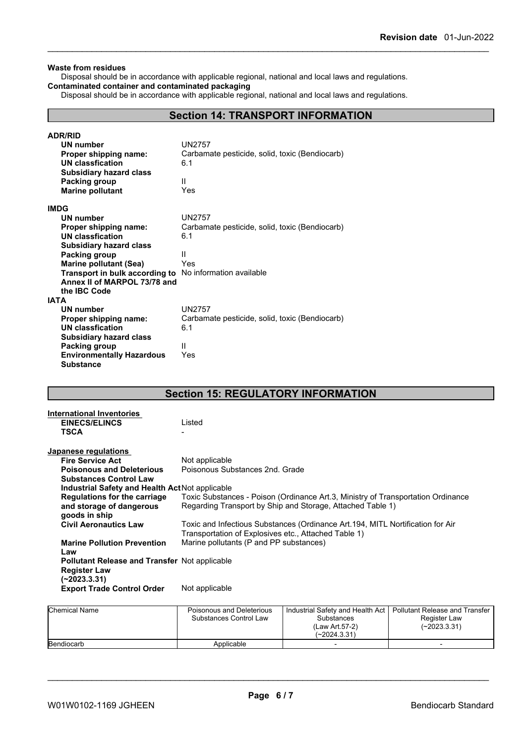**Waste from residues**

Disposal should be in accordance with applicable regional, national and local laws and regulations.

**Contaminated container and contaminated packaging**

Disposal should be in accordance with applicable regional, national and local laws and regulations.

## Section 14: TRANSPORT INFORMATION

**ADR/RID**

| | |
|---|---|
| **UN number** | UN2757 |
| **Proper shipping name:** | Carbamate pesticide, solid, toxic (Bendiocarb) |
| **UN classfication** | 6.1 |
| **Subsidiary hazard class** | |
| **Packing group** | II |
| **Marine pollutant** | Yes |

**IMDG**

| | |
|---|---|
| **UN number** | UN2757 |
| **Proper shipping name:** | Carbamate pesticide, solid, toxic (Bendiocarb) |
| **UN classfication** | 6.1 |
| **Subsidiary hazard class** | |
| **Packing group** | II |
| **Marine pollutant (Sea)** | Yes |
| **Transport in bulk according to Annex II of MARPOL 73/78 and the IBC Code** | No information available |

**IATA**

| | |
|---|---|
| **UN number** | UN2757 |
| **Proper shipping name:** | Carbamate pesticide, solid, toxic (Bendiocarb) |
| **UN classfication** | 6.1 |
| **Subsidiary hazard class** | |
| **Packing group** | II |
| **Environmentally Hazardous Substance** | Yes |

## Section 15: REGULATORY INFORMATION

**International Inventories**

| | |
|---|---|
| **EINECS/ELINCS** | Listed |
| **TSCA** | - |

**Japanese regulations**

| | |
|---|---|
| **Fire Service Act** | Not applicable |
| **Poisonous and Deleterious Substances Control Law** | Poisonous Substances 2nd. Grade |
| **Industrial Safety and Health Act** | Not applicable |
| **Regulations for the carriage and storage of dangerous goods in ship** | Toxic Substances - Poison (Ordinance Art.3, Ministry of Transportation Ordinance Regarding Transport by Ship and Storage, Attached Table 1) |
| **Civil Aeronautics Law** | Toxic and Infectious Substances (Ordinance Art.194, MITL Nortification for Air Transportation of Explosives etc., Attached Table 1) |
| **Marine Pollution Prevention Law** | Marine pollutants (P and PP substances) |
| **Pollutant Release and Transfer Register Law (~2023.3.31)** | Not applicable |
| **Export Trade Control Order** | Not applicable |

| Chemical Name | Poisonous and Deleterious Substances Control Law | Industrial Safety and Health Act Substances (Law Art.57-2) (~2024.3.31) | Pollutant Release and Transfer Register Law (~2023.3.31) |
|---|---|---|---|
| Bendiocarb | Applicable | - | - |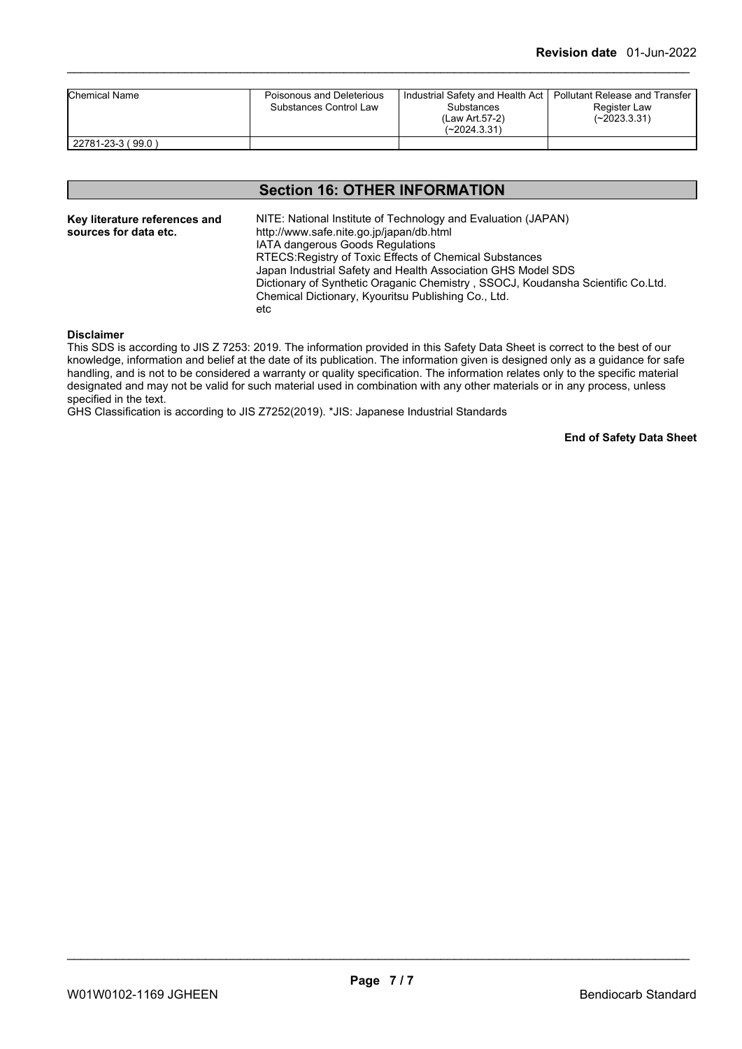| Chemical Name | Poisonous and Deleterious Substances Control Law | Industrial Safety and Health Act Substances (Law Art.57-2) (~2024.3.31) | Pollutant Release and Transfer Register Law (~2023.3.31) |
| --- | --- | --- | --- |
| 22781-23-3 ( 99.0 ) | | | |

## Section 16: OTHER INFORMATION

**Key literature references and sources for data etc.**

NITE: National Institute of Technology and Evaluation (JAPAN)
http://www.safe.nite.go.jp/japan/db.html
IATA dangerous Goods Regulations
RTECS:Registry of Toxic Effects of Chemical Substances
Japan Industrial Safety and Health Association GHS Model SDS
Dictionary of Synthetic Oraganic Chemistry , SSOCJ, Koudansha Scientific Co.Ltd.
Chemical Dictionary, Kyouritsu Publishing Co., Ltd.
etc

**Disclaimer**

This SDS is according to JIS Z 7253: 2019. The information provided in this Safety Data Sheet is correct to the best of our knowledge, information and belief at the date of its publication. The information given is designed only as a guidance for safe handling, and is not to be considered a warranty or quality specification. The information relates only to the specific material designated and may not be valid for such material used in combination with any other materials or in any process, unless specified in the text.
GHS Classification is according to JIS Z7252(2019). *JIS: Japanese Industrial Standards

**End of Safety Data Sheet**